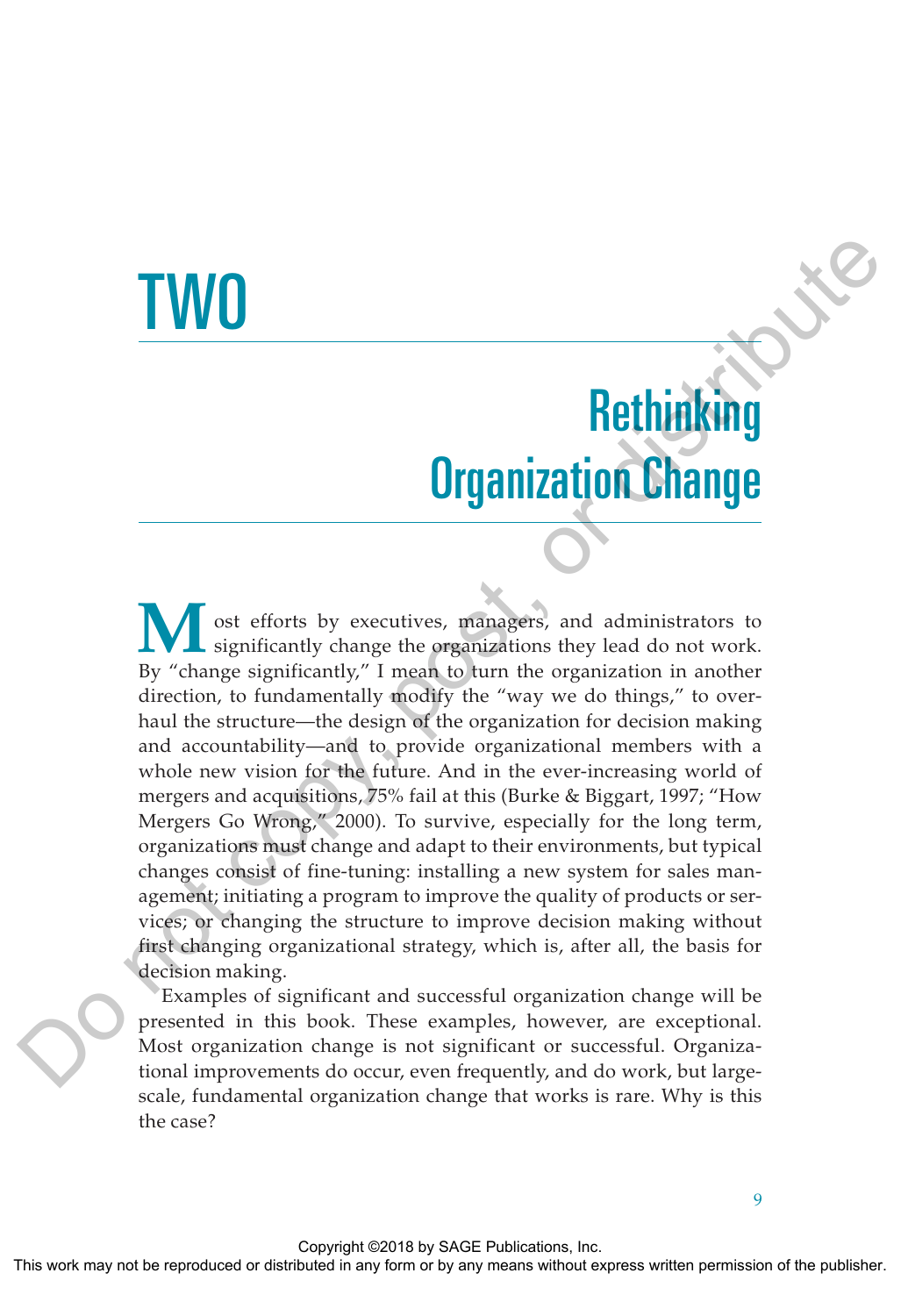# TWO

# Rethinking Organization Change

Most efforts by executives, managers, and administrators to significantly change the organizations they lead do not work. By "change significantly," I mean to turn the organization in another direction, to fundamentally modify the "way we do things," to overhaul the structure—the design of the organization for decision making and accountability—and to provide organizational members with a whole new vision for the future. And in the ever-increasing world of mergers and acquisitions, 75% fail at this (Burke & Biggart, 1997; "How Mergers Go Wrong," 2000). To survive, especially for the long term, organizations must change and adapt to their environments, but typical changes consist of fine-tuning: installing a new system for sales management; initiating a program to improve the quality of products or services; or changing the structure to improve decision making without first changing organizational strategy, which is, after all, the basis for decision making.

Examples of significant and successful organization change will be presented in this book. These examples, however, are exceptional. Most organization change is not significant or successful. Organizational improvements do occur, even frequently, and do work, but large-scale, fundamental organization change that works is rare. Why is this the case?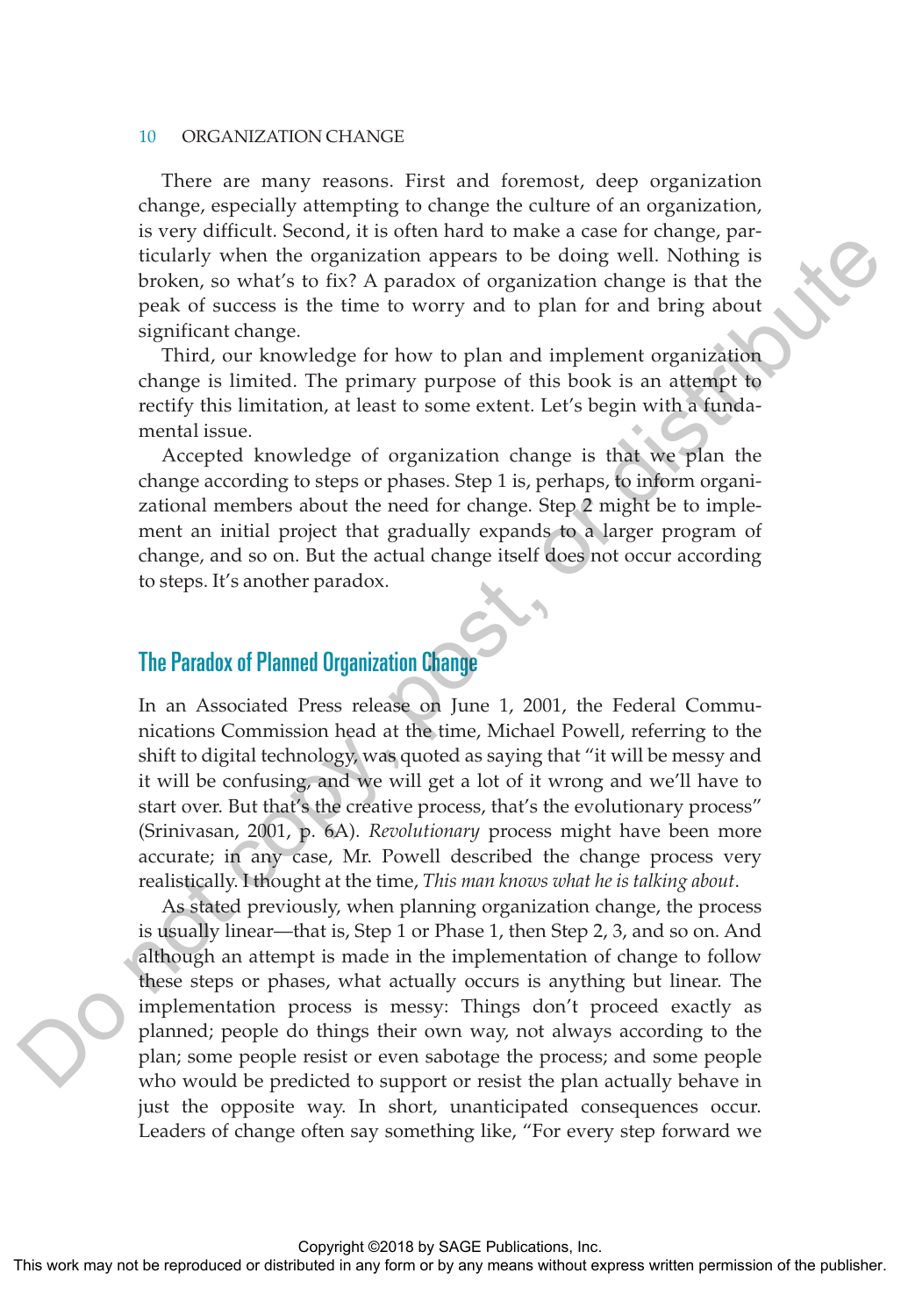There are many reasons. First and foremost, deep organization change, especially attempting to change the culture of an organization, is very difficult. Second, it is often hard to make a case for change, particularly when the organization appears to be doing well. Nothing is broken, so what's to fix? A paradox of organization change is that the peak of success is the time to worry and to plan for and bring about significant change.

Third, our knowledge for how to plan and implement organization change is limited. The primary purpose of this book is an attempt to rectify this limitation, at least to some extent. Let's begin with a fundamental issue.

Accepted knowledge of organization change is that we plan the change according to steps or phases. Step 1 is, perhaps, to inform organizational members about the need for change. Step 2 might be to implement an initial project that gradually expands to a larger program of change, and so on. But the actual change itself does not occur according to steps. It's another paradox.

## The Paradox of Planned Organization Change

In an Associated Press release on June 1, 2001, the Federal Communications Commission head at the time, Michael Powell, referring to the shift to digital technology, was quoted as saying that "it will be messy and it will be confusing, and we will get a lot of it wrong and we'll have to start over. But that's the creative process, that's the evolutionary process" (Srinivasan, 2001, p. 6A). *Revolutionary* process might have been more accurate; in any case, Mr. Powell described the change process very realistically. I thought at the time, *This man knows what he is talking about*.

As stated previously, when planning organization change, the process is usually linear—that is, Step 1 or Phase 1, then Step 2, 3, and so on. And although an attempt is made in the implementation of change to follow these steps or phases, what actually occurs is anything but linear. The implementation process is messy: Things don't proceed exactly as planned; people do things their own way, not always according to the plan; some people resist or even sabotage the process; and some people who would be predicted to support or resist the plan actually behave in just the opposite way. In short, unanticipated consequences occur. Leaders of change often say something like, "For every step forward we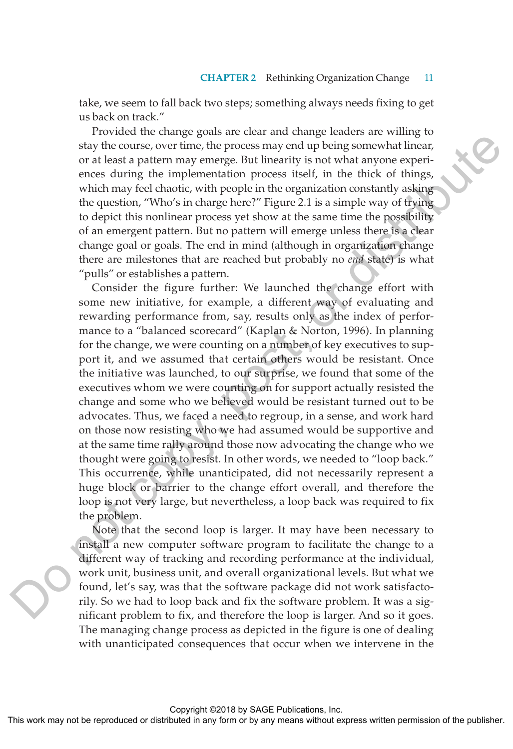take, we seem to fall back two steps; something always needs fixing to get us back on track."

Provided the change goals are clear and change leaders are willing to stay the course, over time, the process may end up being somewhat linear, or at least a pattern may emerge. But linearity is not what anyone experiences during the implementation process itself, in the thick of things, which may feel chaotic, with people in the organization constantly asking the question, "Who's in charge here?" Figure 2.1 is a simple way of trying to depict this nonlinear process yet show at the same time the possibility of an emergent pattern. But no pattern will emerge unless there is a clear change goal or goals. The end in mind (although in organization change there are milestones that are reached but probably no *end* state) is what "pulls" or establishes a pattern.

Consider the figure further: We launched the change effort with some new initiative, for example, a different way of evaluating and rewarding performance from, say, results only as the index of performance to a "balanced scorecard" (Kaplan & Norton, 1996). In planning for the change, we were counting on a number of key executives to support it, and we assumed that certain others would be resistant. Once the initiative was launched, to our surprise, we found that some of the executives whom we were counting on for support actually resisted the change and some who we believed would be resistant turned out to be advocates. Thus, we faced a need to regroup, in a sense, and work hard on those now resisting who we had assumed would be supportive and at the same time rally around those now advocating the change who we thought were going to resist. In other words, we needed to "loop back." This occurrence, while unanticipated, did not necessarily represent a huge block or barrier to the change effort overall, and therefore the loop is not very large, but nevertheless, a loop back was required to fix the problem.

Note that the second loop is larger. It may have been necessary to install a new computer software program to facilitate the change to a different way of tracking and recording performance at the individual, work unit, business unit, and overall organizational levels. But what we found, let's say, was that the software package did not work satisfactorily. So we had to loop back and fix the software problem. It was a significant problem to fix, and therefore the loop is larger. And so it goes. The managing change process as depicted in the figure is one of dealing with unanticipated consequences that occur when we intervene in the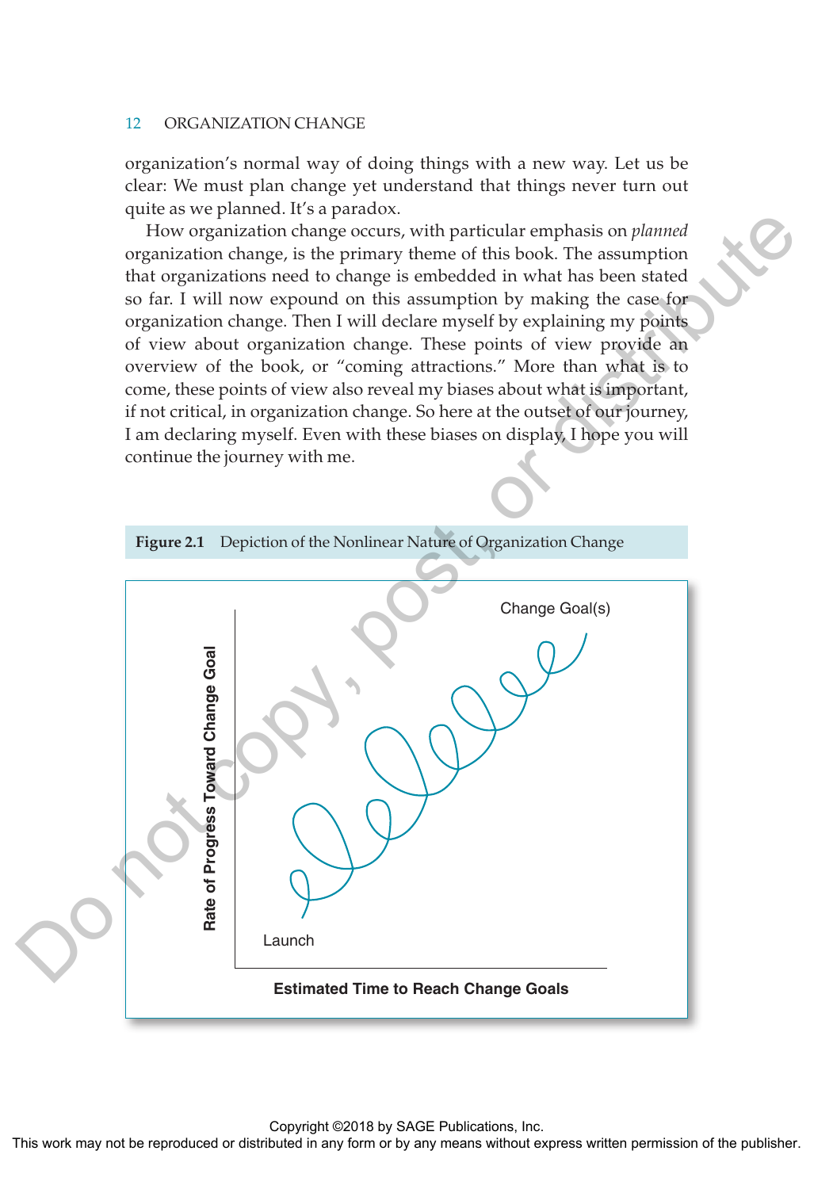organization's normal way of doing things with a new way. Let us be clear: We must plan change yet understand that things never turn out quite as we planned. It's a paradox.

How organization change occurs, with particular emphasis on *planned* organization change, is the primary theme of this book. The assumption that organizations need to change is embedded in what has been stated so far. I will now expound on this assumption by making the case for organization change. Then I will declare myself by explaining my points of view about organization change. These points of view provide an overview of the book, or "coming attractions." More than what is to come, these points of view also reveal my biases about what is important, if not critical, in organization change. So here at the outset of our journey, I am declaring myself. Even with these biases on display, I hope you will continue the journey with me.

**Figure 2.1** Depiction of the Nonlinear Nature of Organization Change

Change Goal(s)

Rate of Progress Toward Change Goal

Launch

Estimated Time to Reach Change Goals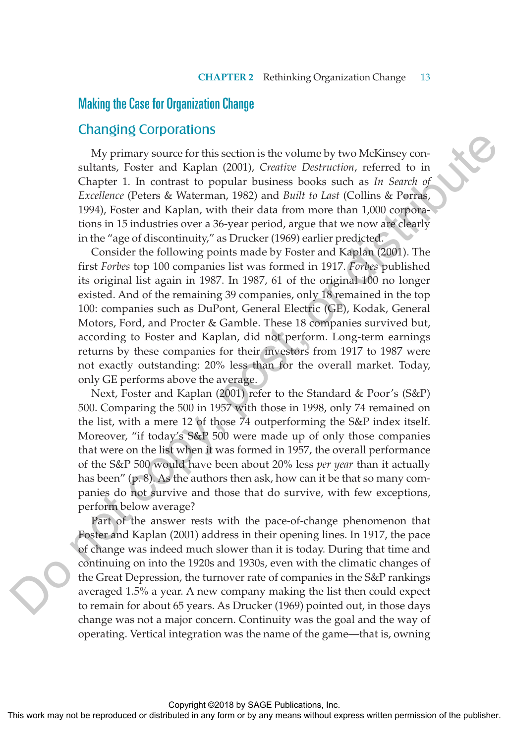## Making the Case for Organization Change

### Changing Corporations

My primary source for this section is the volume by two McKinsey consultants, Foster and Kaplan (2001), *Creative Destruction*, referred to in Chapter 1. In contrast to popular business books such as *In Search of Excellence* (Peters & Waterman, 1982) and *Built to Last* (Collins & Porras, 1994), Foster and Kaplan, with their data from more than 1,000 corporations in 15 industries over a 36-year period, argue that we now are clearly in the "age of discontinuity," as Drucker (1969) earlier predicted.

Consider the following points made by Foster and Kaplan (2001). The first *Forbes* top 100 companies list was formed in 1917. *Forbes* published its original list again in 1987. In 1987, 61 of the original 100 no longer existed. And of the remaining 39 companies, only 18 remained in the top 100: companies such as DuPont, General Electric (GE), Kodak, General Motors, Ford, and Procter & Gamble. These 18 companies survived but, according to Foster and Kaplan, did not perform. Long-term earnings returns by these companies for their investors from 1917 to 1987 were not exactly outstanding: 20% less than for the overall market. Today, only GE performs above the average.

Next, Foster and Kaplan (2001) refer to the Standard & Poor's (S&P) 500. Comparing the 500 in 1957 with those in 1998, only 74 remained on the list, with a mere 12 of those 74 outperforming the S&P index itself. Moreover, "if today's S&P 500 were made up of only those companies that were on the list when it was formed in 1957, the overall performance of the S&P 500 would have been about 20% less *per year* than it actually has been" (p. 8). As the authors then ask, how can it be that so many companies do not survive and those that do survive, with few exceptions, perform below average?

Part of the answer rests with the pace-of-change phenomenon that Foster and Kaplan (2001) address in their opening lines. In 1917, the pace of change was indeed much slower than it is today. During that time and continuing on into the 1920s and 1930s, even with the climatic changes of the Great Depression, the turnover rate of companies in the S&P rankings averaged 1.5% a year. A new company making the list then could expect to remain for about 65 years. As Drucker (1969) pointed out, in those days change was not a major concern. Continuity was the goal and the way of operating. Vertical integration was the name of the game—that is, owning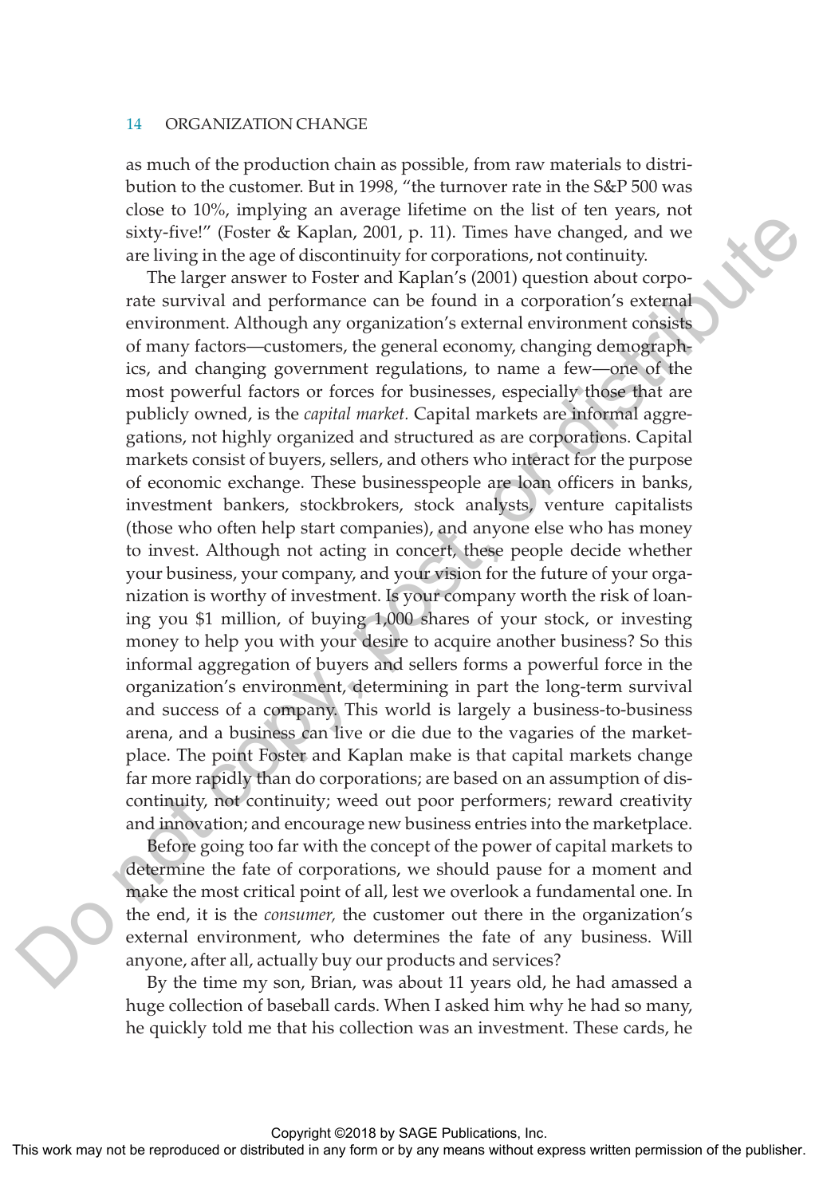as much of the production chain as possible, from raw materials to distribution to the customer. But in 1998, "the turnover rate in the S&P 500 was close to 10%, implying an average lifetime on the list of ten years, not sixty-five!" (Foster & Kaplan, 2001, p. 11). Times have changed, and we are living in the age of discontinuity for corporations, not continuity.

The larger answer to Foster and Kaplan's (2001) question about corporate survival and performance can be found in a corporation's external environment. Although any organization's external environment consists of many factors—customers, the general economy, changing demographics, and changing government regulations, to name a few—one of the most powerful factors or forces for businesses, especially those that are publicly owned, is the *capital market.* Capital markets are informal aggregations, not highly organized and structured as are corporations. Capital markets consist of buyers, sellers, and others who interact for the purpose of economic exchange. These businesspeople are loan officers in banks, investment bankers, stockbrokers, stock analysts, venture capitalists (those who often help start companies), and anyone else who has money to invest. Although not acting in concert, these people decide whether your business, your company, and your vision for the future of your organization is worthy of investment. Is your company worth the risk of loaning you $1 million, of buying 1,000 shares of your stock, or investing money to help you with your desire to acquire another business? So this informal aggregation of buyers and sellers forms a powerful force in the organization's environment, determining in part the long-term survival and success of a company. This world is largely a business-to-business arena, and a business can live or die due to the vagaries of the marketplace. The point Foster and Kaplan make is that capital markets change far more rapidly than do corporations; are based on an assumption of discontinuity, not continuity; weed out poor performers; reward creativity and innovation; and encourage new business entries into the marketplace.

Before going too far with the concept of the power of capital markets to determine the fate of corporations, we should pause for a moment and make the most critical point of all, lest we overlook a fundamental one. In the end, it is the *consumer,* the customer out there in the organization's external environment, who determines the fate of any business. Will anyone, after all, actually buy our products and services?

By the time my son, Brian, was about 11 years old, he had amassed a huge collection of baseball cards. When I asked him why he had so many, he quickly told me that his collection was an investment. These cards, he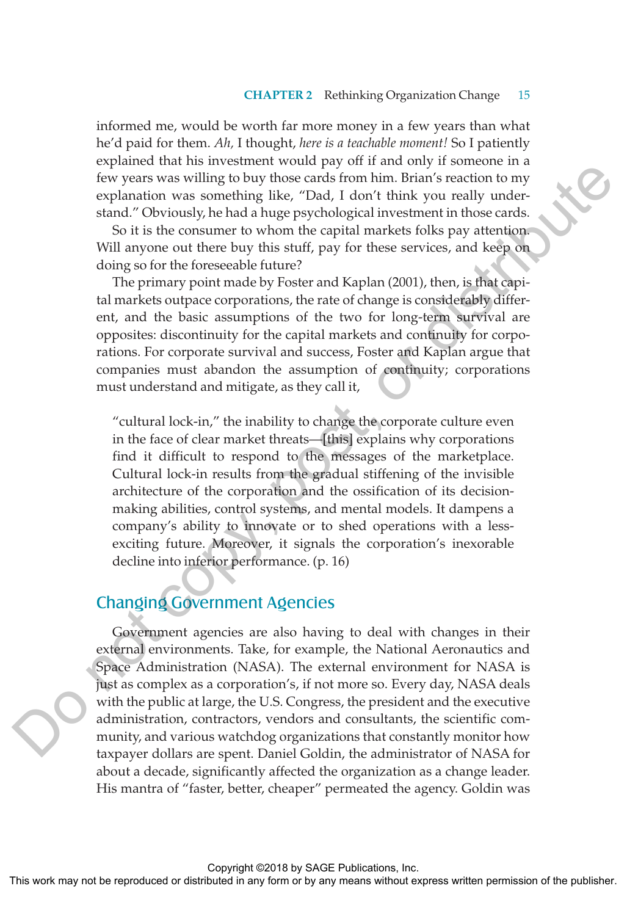informed me, would be worth far more money in a few years than what he'd paid for them. *Ah,* I thought, *here is a teachable moment!* So I patiently explained that his investment would pay off if and only if someone in a few years was willing to buy those cards from him. Brian's reaction to my explanation was something like, "Dad, I don't think you really understand." Obviously, he had a huge psychological investment in those cards.

So it is the consumer to whom the capital markets folks pay attention. Will anyone out there buy this stuff, pay for these services, and keep on doing so for the foreseeable future?

The primary point made by Foster and Kaplan (2001), then, is that capital markets outpace corporations, the rate of change is considerably different, and the basic assumptions of the two for long-term survival are opposites: discontinuity for the capital markets and continuity for corporations. For corporate survival and success, Foster and Kaplan argue that companies must abandon the assumption of continuity; corporations must understand and mitigate, as they call it,

> "cultural lock-in," the inability to change the corporate culture even in the face of clear market threats—[this] explains why corporations find it difficult to respond to the messages of the marketplace. Cultural lock-in results from the gradual stiffening of the invisible architecture of the corporation and the ossification of its decision-making abilities, control systems, and mental models. It dampens a company's ability to innovate or to shed operations with a less-exciting future. Moreover, it signals the corporation's inexorable decline into inferior performance. (p. 16)

## Changing Government Agencies

Government agencies are also having to deal with changes in their external environments. Take, for example, the National Aeronautics and Space Administration (NASA). The external environment for NASA is just as complex as a corporation's, if not more so. Every day, NASA deals with the public at large, the U.S. Congress, the president and the executive administration, contractors, vendors and consultants, the scientific community, and various watchdog organizations that constantly monitor how taxpayer dollars are spent. Daniel Goldin, the administrator of NASA for about a decade, significantly affected the organization as a change leader. His mantra of "faster, better, cheaper" permeated the agency. Goldin was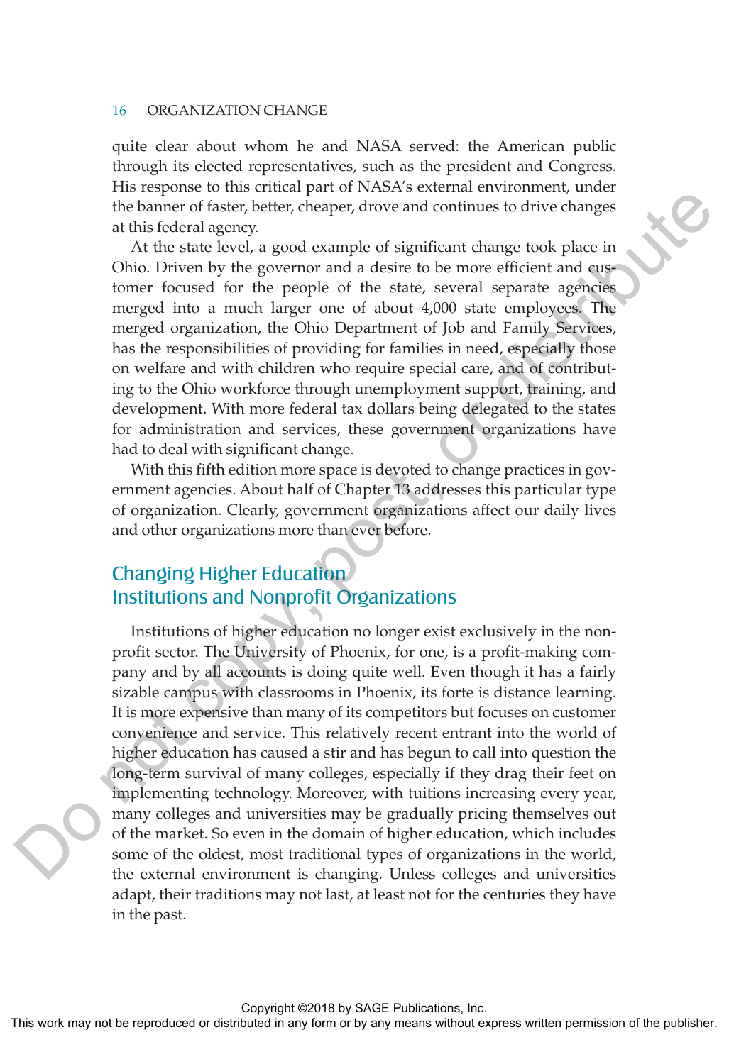quite clear about whom he and NASA served: the American public through its elected representatives, such as the president and Congress. His response to this critical part of NASA's external environment, under the banner of faster, better, cheaper, drove and continues to drive changes at this federal agency.

At the state level, a good example of significant change took place in Ohio. Driven by the governor and a desire to be more efficient and customer focused for the people of the state, several separate agencies merged into a much larger one of about 4,000 state employees. The merged organization, the Ohio Department of Job and Family Services, has the responsibilities of providing for families in need, especially those on welfare and with children who require special care, and of contributing to the Ohio workforce through unemployment support, training, and development. With more federal tax dollars being delegated to the states for administration and services, these government organizations have had to deal with significant change.

With this fifth edition more space is devoted to change practices in government agencies. About half of Chapter 13 addresses this particular type of organization. Clearly, government organizations affect our daily lives and other organizations more than ever before.

## Changing Higher Education Institutions and Nonprofit Organizations

Institutions of higher education no longer exist exclusively in the nonprofit sector. The University of Phoenix, for one, is a profit-making company and by all accounts is doing quite well. Even though it has a fairly sizable campus with classrooms in Phoenix, its forte is distance learning. It is more expensive than many of its competitors but focuses on customer convenience and service. This relatively recent entrant into the world of higher education has caused a stir and has begun to call into question the long-term survival of many colleges, especially if they drag their feet on implementing technology. Moreover, with tuitions increasing every year, many colleges and universities may be gradually pricing themselves out of the market. So even in the domain of higher education, which includes some of the oldest, most traditional types of organizations in the world, the external environment is changing. Unless colleges and universities adapt, their traditions may not last, at least not for the centuries they have in the past.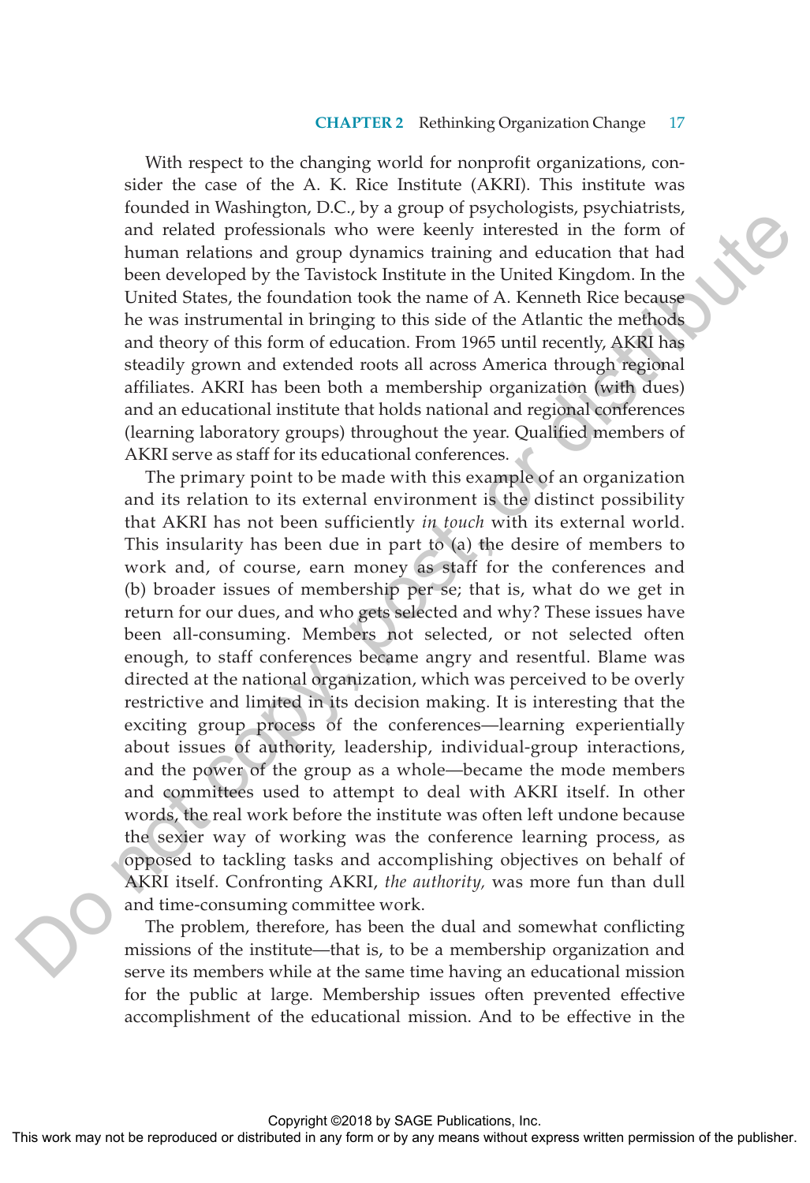With respect to the changing world for nonprofit organizations, consider the case of the A. K. Rice Institute (AKRI). This institute was founded in Washington, D.C., by a group of psychologists, psychiatrists, and related professionals who were keenly interested in the form of human relations and group dynamics training and education that had been developed by the Tavistock Institute in the United Kingdom. In the United States, the foundation took the name of A. Kenneth Rice because he was instrumental in bringing to this side of the Atlantic the methods and theory of this form of education. From 1965 until recently, AKRI has steadily grown and extended roots all across America through regional affiliates. AKRI has been both a membership organization (with dues) and an educational institute that holds national and regional conferences (learning laboratory groups) throughout the year. Qualified members of AKRI serve as staff for its educational conferences.

The primary point to be made with this example of an organization and its relation to its external environment is the distinct possibility that AKRI has not been sufficiently *in touch* with its external world. This insularity has been due in part to (a) the desire of members to work and, of course, earn money as staff for the conferences and (b) broader issues of membership per se; that is, what do we get in return for our dues, and who gets selected and why? These issues have been all-consuming. Members not selected, or not selected often enough, to staff conferences became angry and resentful. Blame was directed at the national organization, which was perceived to be overly restrictive and limited in its decision making. It is interesting that the exciting group process of the conferences—learning experientially about issues of authority, leadership, individual-group interactions, and the power of the group as a whole—became the mode members and committees used to attempt to deal with AKRI itself. In other words, the real work before the institute was often left undone because the sexier way of working was the conference learning process, as opposed to tackling tasks and accomplishing objectives on behalf of AKRI itself. Confronting AKRI, *the authority,* was more fun than dull and time-consuming committee work.

The problem, therefore, has been the dual and somewhat conflicting missions of the institute—that is, to be a membership organization and serve its members while at the same time having an educational mission for the public at large. Membership issues often prevented effective accomplishment of the educational mission. And to be effective in the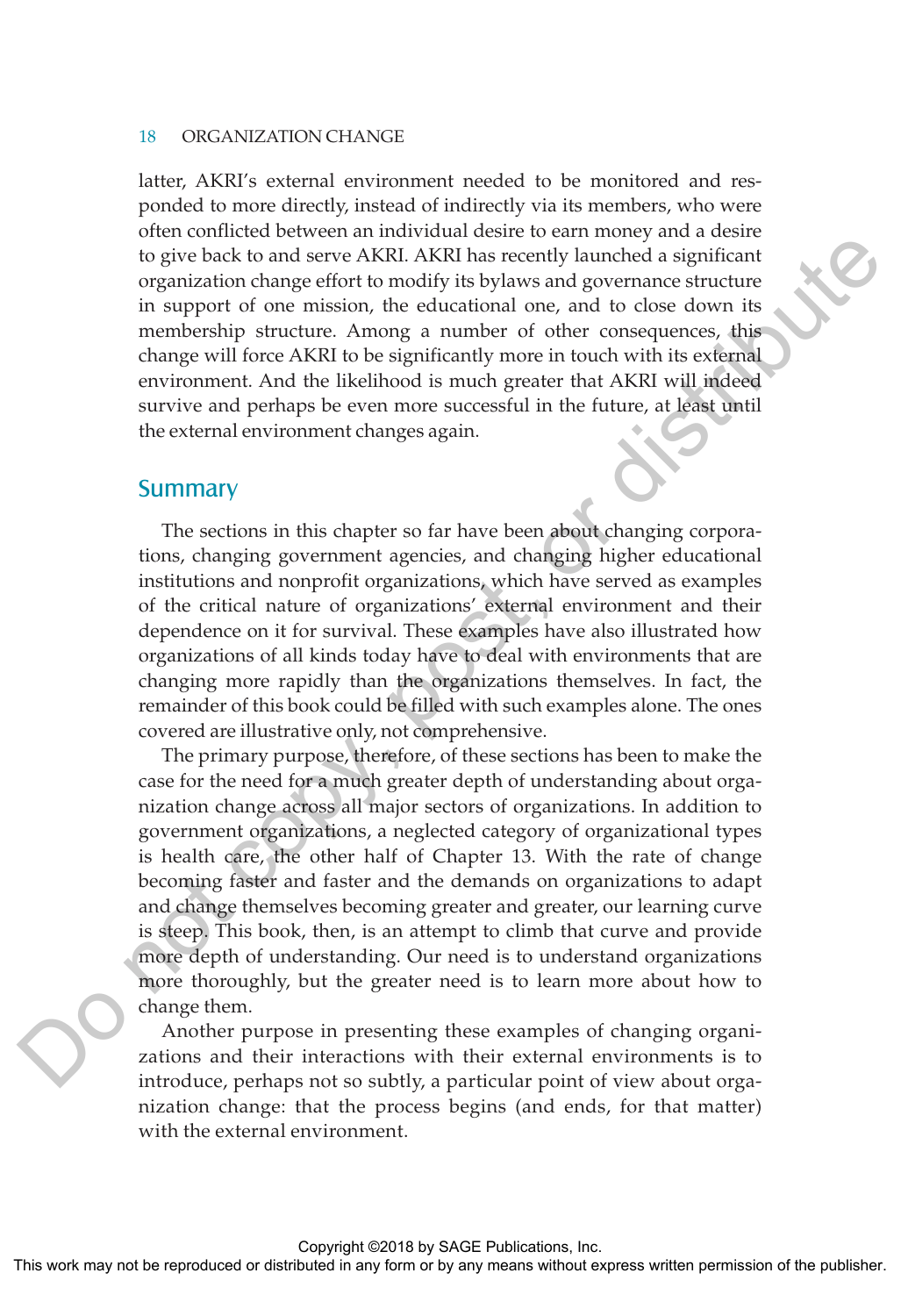latter, AKRI's external environment needed to be monitored and responded to more directly, instead of indirectly via its members, who were often conflicted between an individual desire to earn money and a desire to give back to and serve AKRI. AKRI has recently launched a significant organization change effort to modify its bylaws and governance structure in support of one mission, the educational one, and to close down its membership structure. Among a number of other consequences, this change will force AKRI to be significantly more in touch with its external environment. And the likelihood is much greater that AKRI will indeed survive and perhaps be even more successful in the future, at least until the external environment changes again.

## Summary

The sections in this chapter so far have been about changing corporations, changing government agencies, and changing higher educational institutions and nonprofit organizations, which have served as examples of the critical nature of organizations' external environment and their dependence on it for survival. These examples have also illustrated how organizations of all kinds today have to deal with environments that are changing more rapidly than the organizations themselves. In fact, the remainder of this book could be filled with such examples alone. The ones covered are illustrative only, not comprehensive.

The primary purpose, therefore, of these sections has been to make the case for the need for a much greater depth of understanding about organization change across all major sectors of organizations. In addition to government organizations, a neglected category of organizational types is health care, the other half of Chapter 13. With the rate of change becoming faster and faster and the demands on organizations to adapt and change themselves becoming greater and greater, our learning curve is steep. This book, then, is an attempt to climb that curve and provide more depth of understanding. Our need is to understand organizations more thoroughly, but the greater need is to learn more about how to change them.

Another purpose in presenting these examples of changing organizations and their interactions with their external environments is to introduce, perhaps not so subtly, a particular point of view about organization change: that the process begins (and ends, for that matter) with the external environment.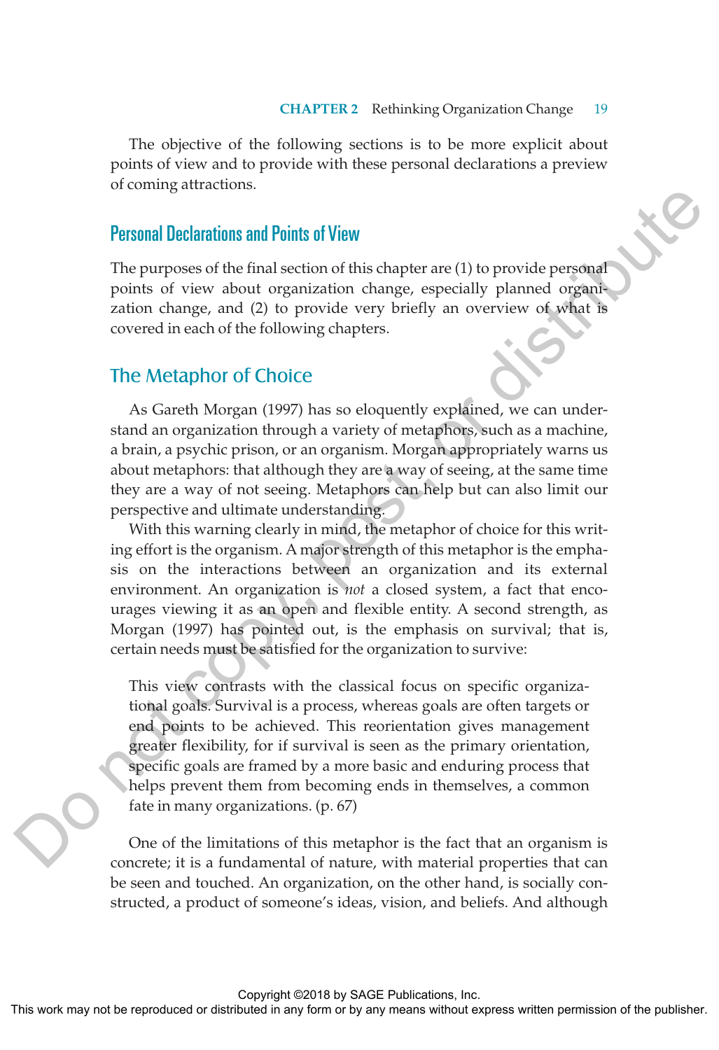The objective of the following sections is to be more explicit about points of view and to provide with these personal declarations a preview of coming attractions.

## Personal Declarations and Points of View

The purposes of the final section of this chapter are (1) to provide personal points of view about organization change, especially planned organization change, and (2) to provide very briefly an overview of what is covered in each of the following chapters.

### The Metaphor of Choice

As Gareth Morgan (1997) has so eloquently explained, we can understand an organization through a variety of metaphors, such as a machine, a brain, a psychic prison, or an organism. Morgan appropriately warns us about metaphors: that although they are a way of seeing, at the same time they are a way of not seeing. Metaphors can help but can also limit our perspective and ultimate understanding.

With this warning clearly in mind, the metaphor of choice for this writing effort is the organism. A major strength of this metaphor is the emphasis on the interactions between an organization and its external environment. An organization is *not* a closed system, a fact that encourages viewing it as an open and flexible entity. A second strength, as Morgan (1997) has pointed out, is the emphasis on survival; that is, certain needs must be satisfied for the organization to survive:

> This view contrasts with the classical focus on specific organizational goals. Survival is a process, whereas goals are often targets or end points to be achieved. This reorientation gives management greater flexibility, for if survival is seen as the primary orientation, specific goals are framed by a more basic and enduring process that helps prevent them from becoming ends in themselves, a common fate in many organizations. (p. 67)

One of the limitations of this metaphor is the fact that an organism is concrete; it is a fundamental of nature, with material properties that can be seen and touched. An organization, on the other hand, is socially constructed, a product of someone's ideas, vision, and beliefs. And although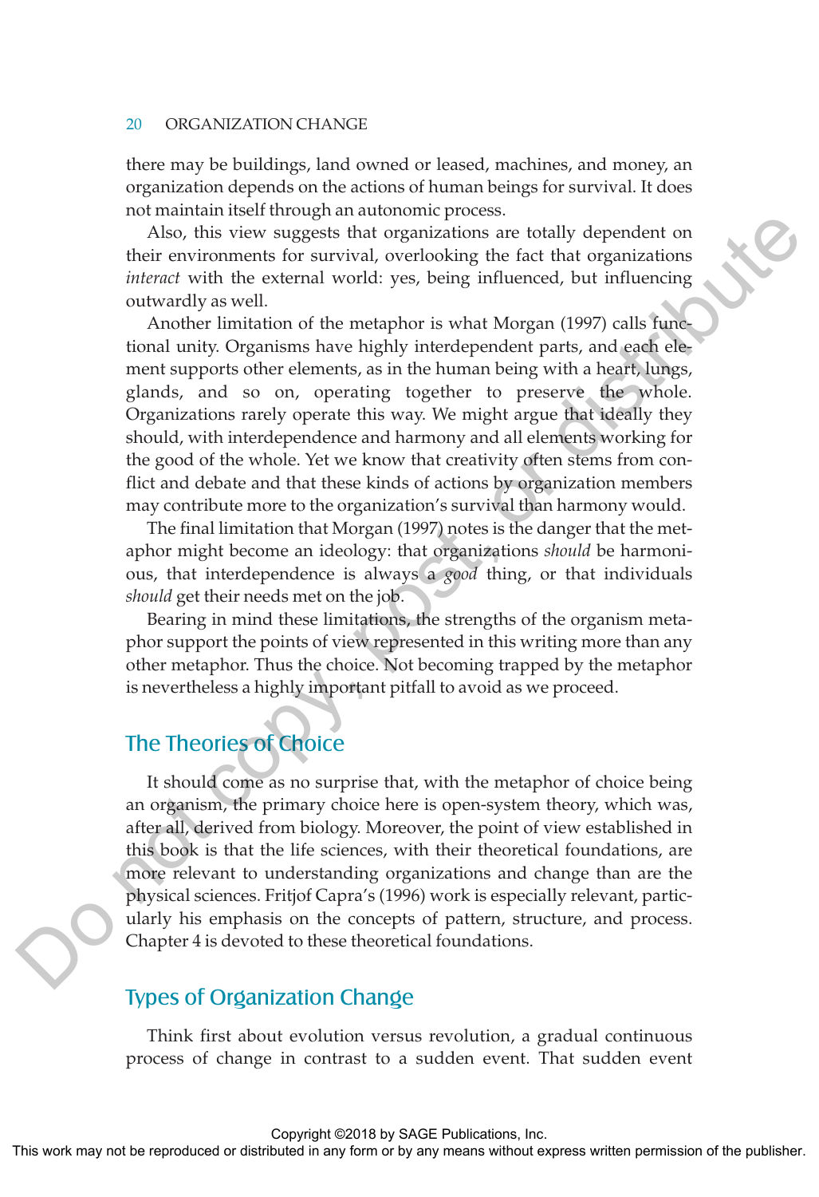there may be buildings, land owned or leased, machines, and money, an organization depends on the actions of human beings for survival. It does not maintain itself through an autonomic process.

Also, this view suggests that organizations are totally dependent on their environments for survival, overlooking the fact that organizations *interact* with the external world: yes, being influenced, but influencing outwardly as well.

Another limitation of the metaphor is what Morgan (1997) calls functional unity. Organisms have highly interdependent parts, and each element supports other elements, as in the human being with a heart, lungs, glands, and so on, operating together to preserve the whole. Organizations rarely operate this way. We might argue that ideally they should, with interdependence and harmony and all elements working for the good of the whole. Yet we know that creativity often stems from conflict and debate and that these kinds of actions by organization members may contribute more to the organization's survival than harmony would.

The final limitation that Morgan (1997) notes is the danger that the metaphor might become an ideology: that organizations *should* be harmonious, that interdependence is always a *good* thing, or that individuals *should* get their needs met on the job.

Bearing in mind these limitations, the strengths of the organism metaphor support the points of view represented in this writing more than any other metaphor. Thus the choice. Not becoming trapped by the metaphor is nevertheless a highly important pitfall to avoid as we proceed.

## The Theories of Choice

It should come as no surprise that, with the metaphor of choice being an organism, the primary choice here is open-system theory, which was, after all, derived from biology. Moreover, the point of view established in this book is that the life sciences, with their theoretical foundations, are more relevant to understanding organizations and change than are the physical sciences. Fritjof Capra's (1996) work is especially relevant, particularly his emphasis on the concepts of pattern, structure, and process. Chapter 4 is devoted to these theoretical foundations.

## Types of Organization Change

Think first about evolution versus revolution, a gradual continuous process of change in contrast to a sudden event. That sudden event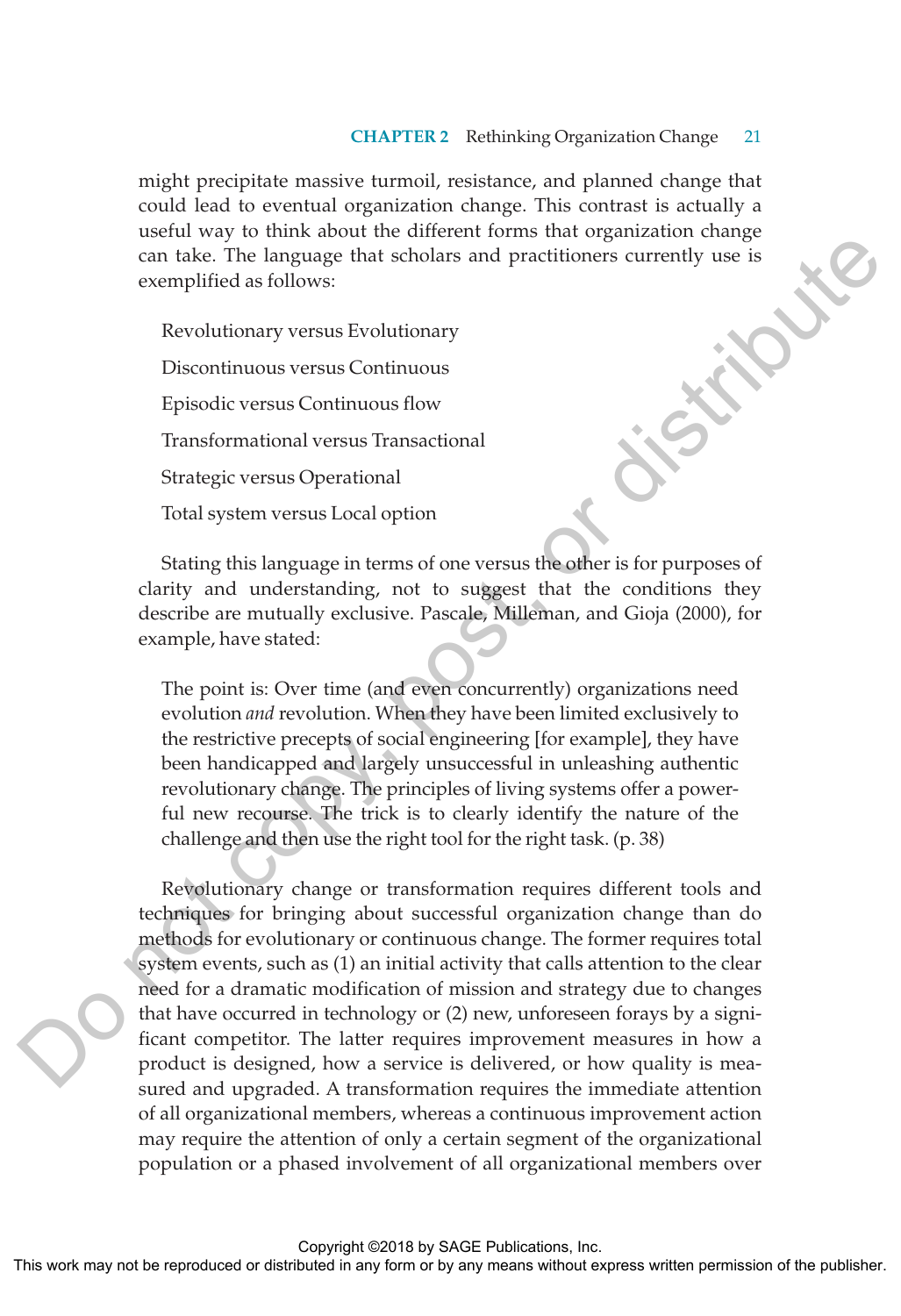might precipitate massive turmoil, resistance, and planned change that could lead to eventual organization change. This contrast is actually a useful way to think about the different forms that organization change can take. The language that scholars and practitioners currently use is exemplified as follows:

Revolutionary versus Evolutionary

Discontinuous versus Continuous

Episodic versus Continuous flow

Transformational versus Transactional

Strategic versus Operational

Total system versus Local option

Stating this language in terms of one versus the other is for purposes of clarity and understanding, not to suggest that the conditions they describe are mutually exclusive. Pascale, Milleman, and Gioja (2000), for example, have stated:

> The point is: Over time (and even concurrently) organizations need evolution *and* revolution. When they have been limited exclusively to the restrictive precepts of social engineering [for example], they have been handicapped and largely unsuccessful in unleashing authentic revolutionary change. The principles of living systems offer a powerful new recourse. The trick is to clearly identify the nature of the challenge and then use the right tool for the right task. (p. 38)

Revolutionary change or transformation requires different tools and techniques for bringing about successful organization change than do methods for evolutionary or continuous change. The former requires total system events, such as (1) an initial activity that calls attention to the clear need for a dramatic modification of mission and strategy due to changes that have occurred in technology or (2) new, unforeseen forays by a significant competitor. The latter requires improvement measures in how a product is designed, how a service is delivered, or how quality is measured and upgraded. A transformation requires the immediate attention of all organizational members, whereas a continuous improvement action may require the attention of only a certain segment of the organizational population or a phased involvement of all organizational members over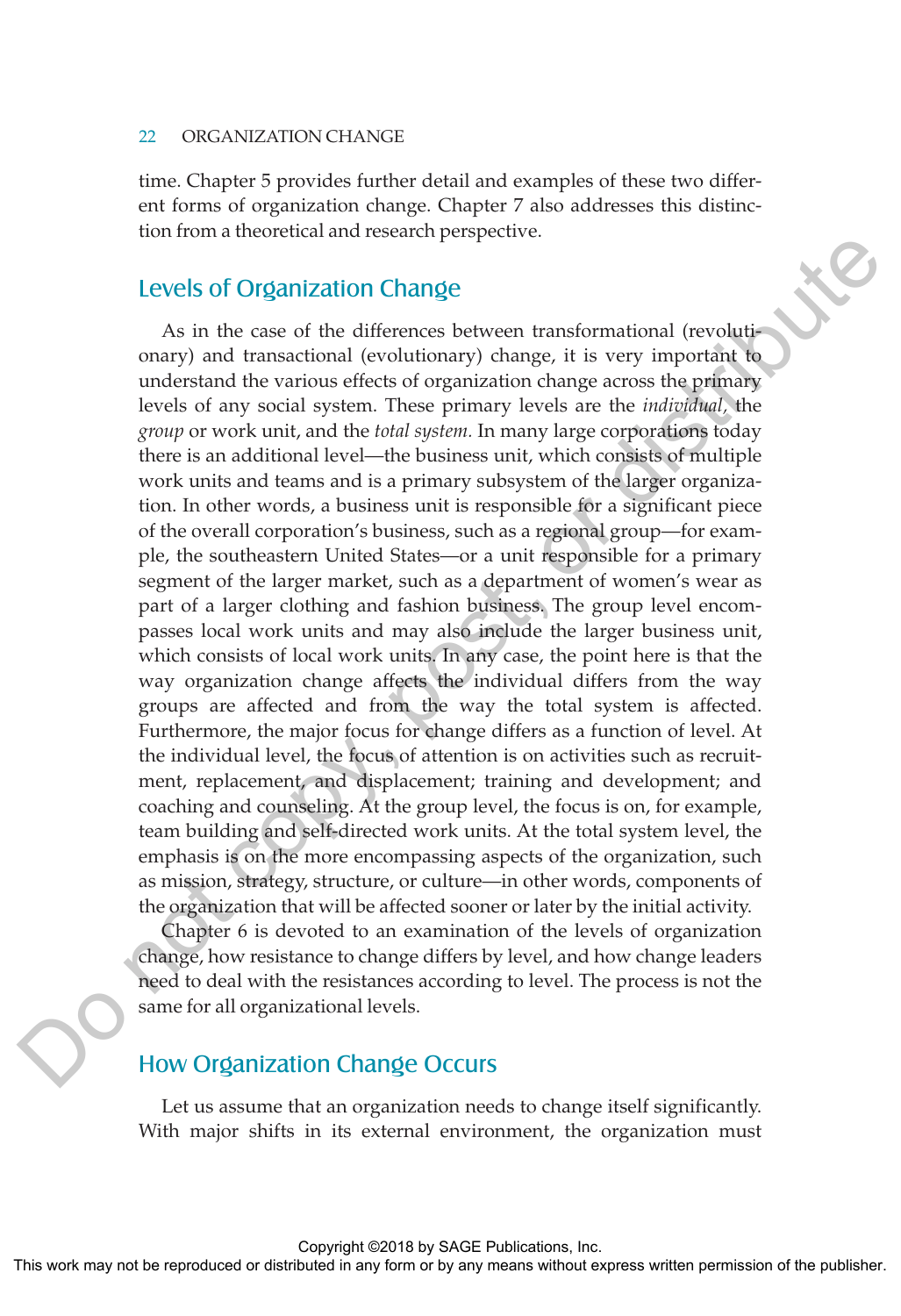time. Chapter 5 provides further detail and examples of these two different forms of organization change. Chapter 7 also addresses this distinction from a theoretical and research perspective.

## Levels of Organization Change

As in the case of the differences between transformational (revolutionary) and transactional (evolutionary) change, it is very important to understand the various effects of organization change across the primary levels of any social system. These primary levels are the *individual,* the *group* or work unit, and the *total system.* In many large corporations today there is an additional level—the business unit, which consists of multiple work units and teams and is a primary subsystem of the larger organization. In other words, a business unit is responsible for a significant piece of the overall corporation's business, such as a regional group—for example, the southeastern United States—or a unit responsible for a primary segment of the larger market, such as a department of women's wear as part of a larger clothing and fashion business. The group level encompasses local work units and may also include the larger business unit, which consists of local work units. In any case, the point here is that the way organization change affects the individual differs from the way groups are affected and from the way the total system is affected. Furthermore, the major focus for change differs as a function of level. At the individual level, the focus of attention is on activities such as recruitment, replacement, and displacement; training and development; and coaching and counseling. At the group level, the focus is on, for example, team building and self-directed work units. At the total system level, the emphasis is on the more encompassing aspects of the organization, such as mission, strategy, structure, or culture—in other words, components of the organization that will be affected sooner or later by the initial activity.

Chapter 6 is devoted to an examination of the levels of organization change, how resistance to change differs by level, and how change leaders need to deal with the resistances according to level. The process is not the same for all organizational levels.

## How Organization Change Occurs

Let us assume that an organization needs to change itself significantly. With major shifts in its external environment, the organization must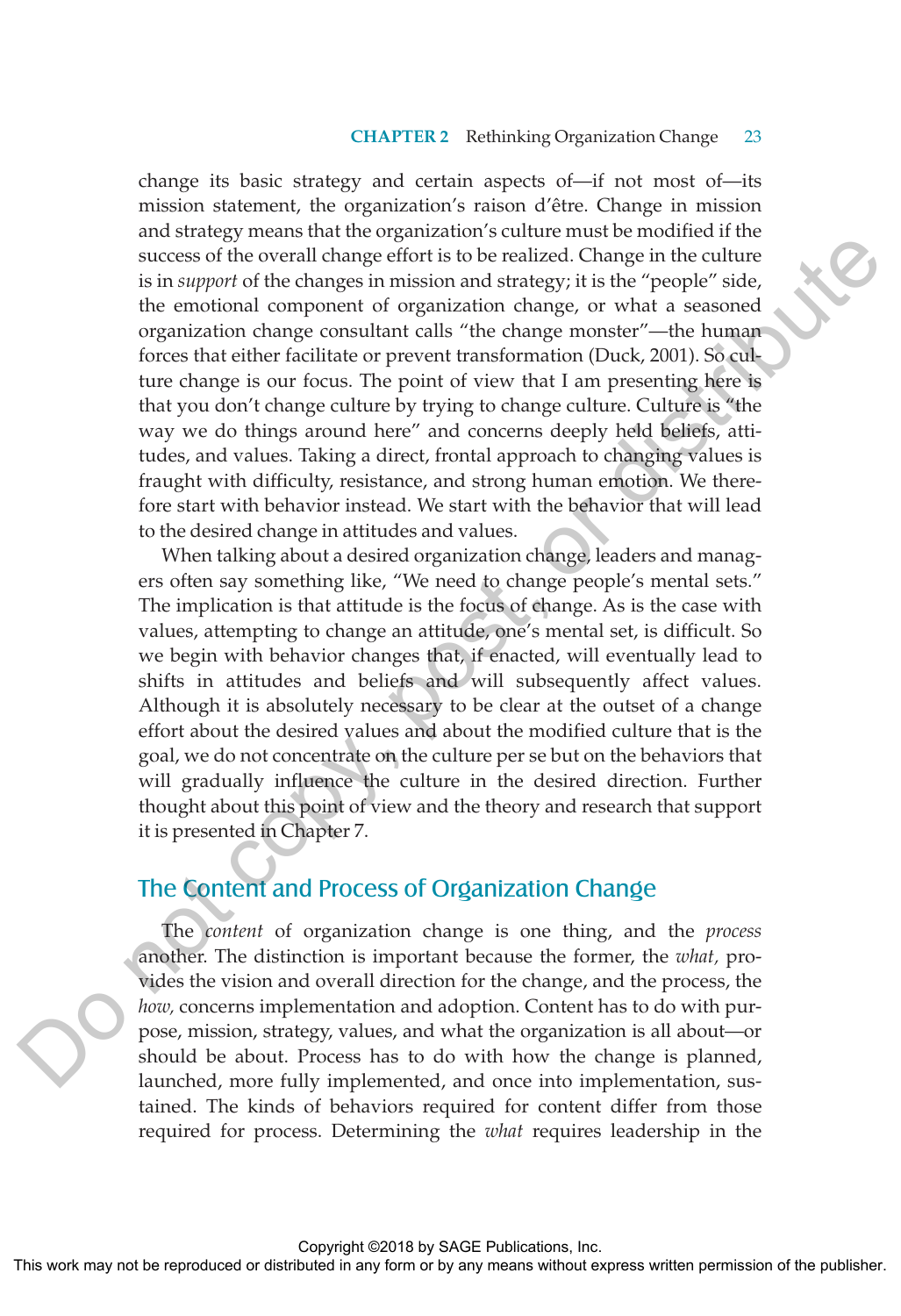change its basic strategy and certain aspects of—if not most of—its mission statement, the organization's raison d'être. Change in mission and strategy means that the organization's culture must be modified if the success of the overall change effort is to be realized. Change in the culture is in *support* of the changes in mission and strategy; it is the "people" side, the emotional component of organization change, or what a seasoned organization change consultant calls "the change monster"—the human forces that either facilitate or prevent transformation (Duck, 2001). So culture change is our focus. The point of view that I am presenting here is that you don't change culture by trying to change culture. Culture is "the way we do things around here" and concerns deeply held beliefs, attitudes, and values. Taking a direct, frontal approach to changing values is fraught with difficulty, resistance, and strong human emotion. We therefore start with behavior instead. We start with the behavior that will lead to the desired change in attitudes and values.

When talking about a desired organization change, leaders and managers often say something like, "We need to change people's mental sets." The implication is that attitude is the focus of change. As is the case with values, attempting to change an attitude, one's mental set, is difficult. So we begin with behavior changes that, if enacted, will eventually lead to shifts in attitudes and beliefs and will subsequently affect values. Although it is absolutely necessary to be clear at the outset of a change effort about the desired values and about the modified culture that is the goal, we do not concentrate on the culture per se but on the behaviors that will gradually influence the culture in the desired direction. Further thought about this point of view and the theory and research that support it is presented in Chapter 7.

## The Content and Process of Organization Change

The *content* of organization change is one thing, and the *process* another. The distinction is important because the former, the *what,* provides the vision and overall direction for the change, and the process, the *how,* concerns implementation and adoption. Content has to do with purpose, mission, strategy, values, and what the organization is all about—or should be about. Process has to do with how the change is planned, launched, more fully implemented, and once into implementation, sustained. The kinds of behaviors required for content differ from those required for process. Determining the *what* requires leadership in the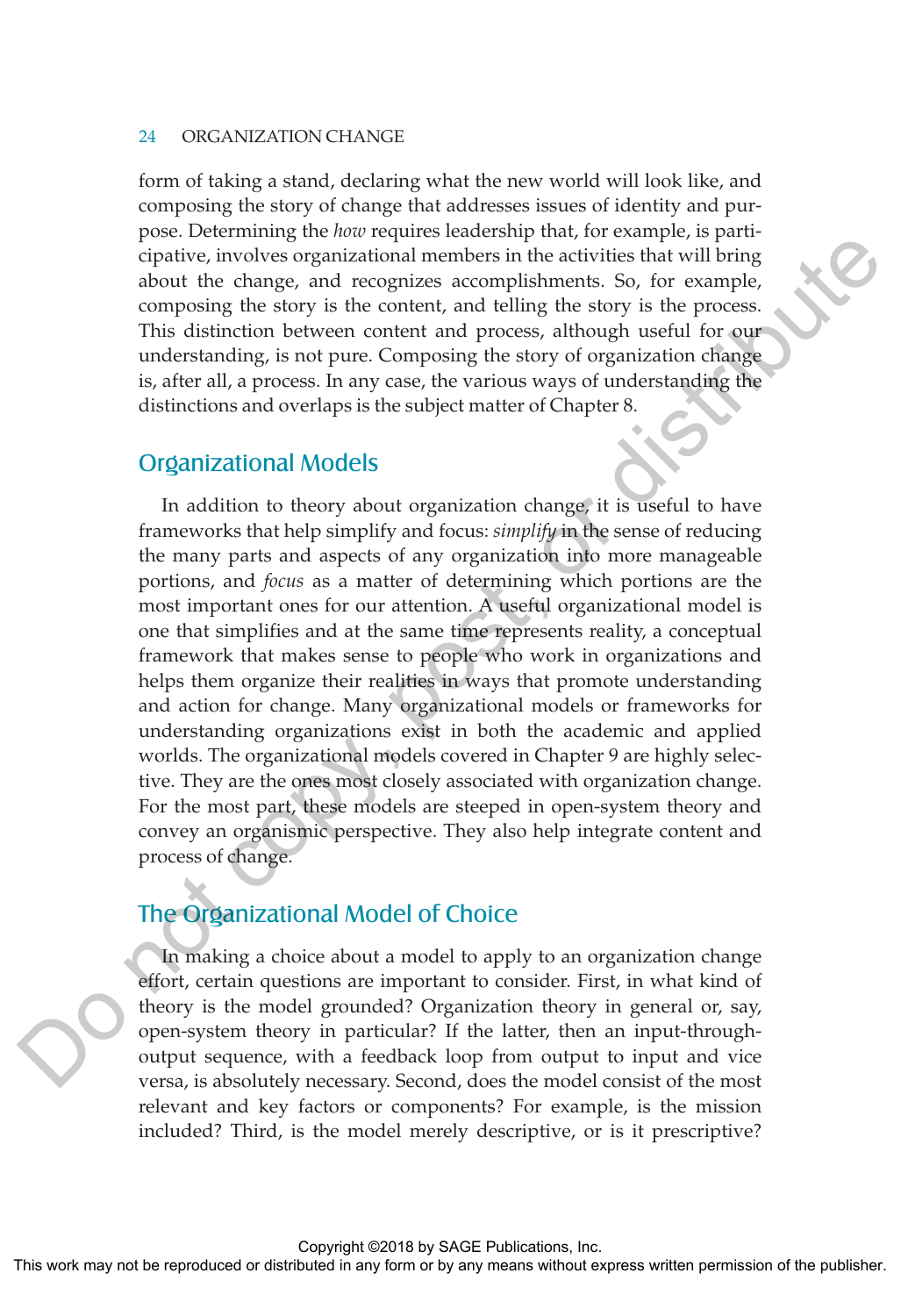form of taking a stand, declaring what the new world will look like, and composing the story of change that addresses issues of identity and purpose. Determining the *how* requires leadership that, for example, is participative, involves organizational members in the activities that will bring about the change, and recognizes accomplishments. So, for example, composing the story is the content, and telling the story is the process. This distinction between content and process, although useful for our understanding, is not pure. Composing the story of organization change is, after all, a process. In any case, the various ways of understanding the distinctions and overlaps is the subject matter of Chapter 8.

## Organizational Models

In addition to theory about organization change, it is useful to have frameworks that help simplify and focus: *simplify* in the sense of reducing the many parts and aspects of any organization into more manageable portions, and *focus* as a matter of determining which portions are the most important ones for our attention. A useful organizational model is one that simplifies and at the same time represents reality, a conceptual framework that makes sense to people who work in organizations and helps them organize their realities in ways that promote understanding and action for change. Many organizational models or frameworks for understanding organizations exist in both the academic and applied worlds. The organizational models covered in Chapter 9 are highly selective. They are the ones most closely associated with organization change. For the most part, these models are steeped in open-system theory and convey an organismic perspective. They also help integrate content and process of change.

## The Organizational Model of Choice

In making a choice about a model to apply to an organization change effort, certain questions are important to consider. First, in what kind of theory is the model grounded? Organization theory in general or, say, open-system theory in particular? If the latter, then an input-through-output sequence, with a feedback loop from output to input and vice versa, is absolutely necessary. Second, does the model consist of the most relevant and key factors or components? For example, is the mission included? Third, is the model merely descriptive, or is it prescriptive?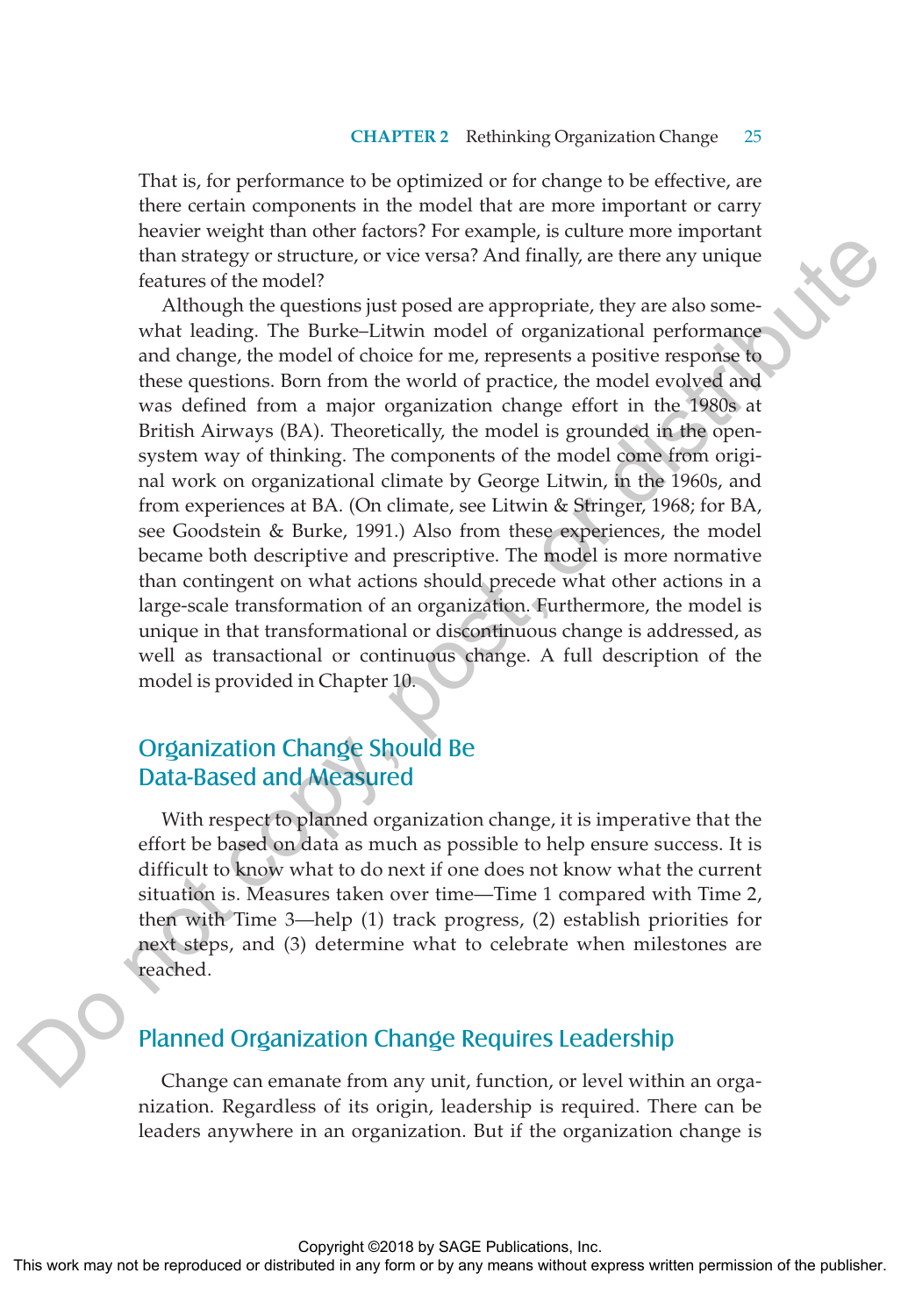That is, for performance to be optimized or for change to be effective, are there certain components in the model that are more important or carry heavier weight than other factors? For example, is culture more important than strategy or structure, or vice versa? And finally, are there any unique features of the model?

Although the questions just posed are appropriate, they are also somewhat leading. The Burke–Litwin model of organizational performance and change, the model of choice for me, represents a positive response to these questions. Born from the world of practice, the model evolved and was defined from a major organization change effort in the 1980s at British Airways (BA). Theoretically, the model is grounded in the open-system way of thinking. The components of the model come from original work on organizational climate by George Litwin, in the 1960s, and from experiences at BA. (On climate, see Litwin & Stringer, 1968; for BA, see Goodstein & Burke, 1991.) Also from these experiences, the model became both descriptive and prescriptive. The model is more normative than contingent on what actions should precede what other actions in a large-scale transformation of an organization. Furthermore, the model is unique in that transformational or discontinuous change is addressed, as well as transactional or continuous change. A full description of the model is provided in Chapter 10.

## Organization Change Should Be Data-Based and Measured

With respect to planned organization change, it is imperative that the effort be based on data as much as possible to help ensure success. It is difficult to know what to do next if one does not know what the current situation is. Measures taken over time—Time 1 compared with Time 2, then with Time 3—help (1) track progress, (2) establish priorities for next steps, and (3) determine what to celebrate when milestones are reached.

## Planned Organization Change Requires Leadership

Change can emanate from any unit, function, or level within an organization. Regardless of its origin, leadership is required. There can be leaders anywhere in an organization. But if the organization change is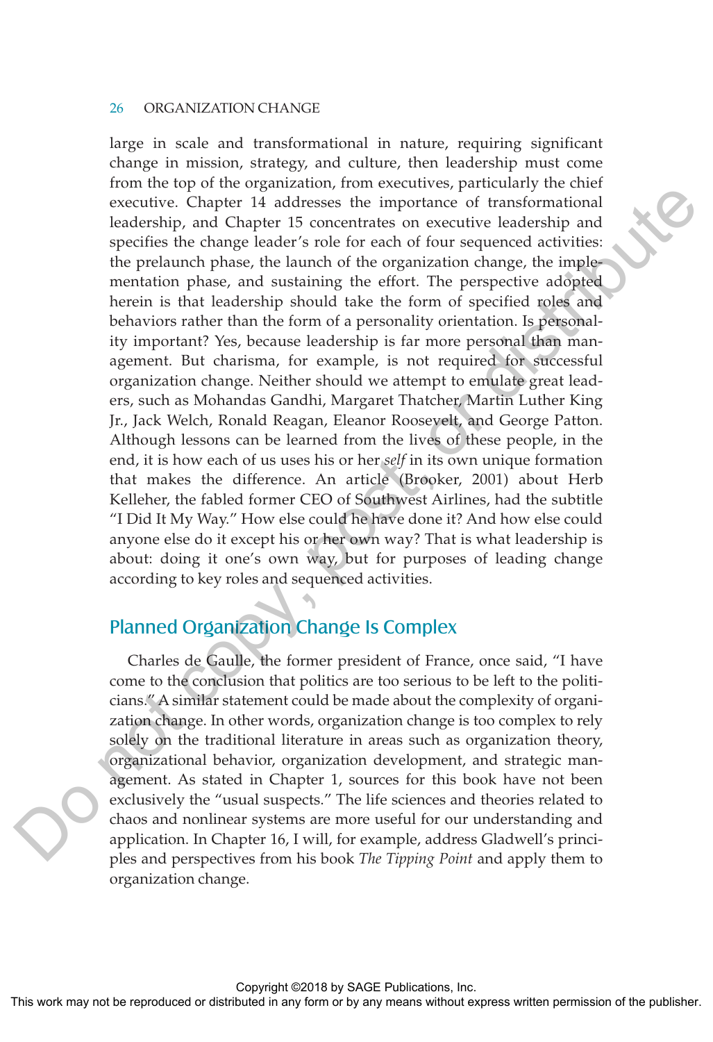large in scale and transformational in nature, requiring significant change in mission, strategy, and culture, then leadership must come from the top of the organization, from executives, particularly the chief executive. Chapter 14 addresses the importance of transformational leadership, and Chapter 15 concentrates on executive leadership and specifies the change leader's role for each of four sequenced activities: the prelaunch phase, the launch of the organization change, the implementation phase, and sustaining the effort. The perspective adopted herein is that leadership should take the form of specified roles and behaviors rather than the form of a personality orientation. Is personality important? Yes, because leadership is far more personal than management. But charisma, for example, is not required for successful organization change. Neither should we attempt to emulate great leaders, such as Mohandas Gandhi, Margaret Thatcher, Martin Luther King Jr., Jack Welch, Ronald Reagan, Eleanor Roosevelt, and George Patton. Although lessons can be learned from the lives of these people, in the end, it is how each of us uses his or her *self* in its own unique formation that makes the difference. An article (Brooker, 2001) about Herb Kelleher, the fabled former CEO of Southwest Airlines, had the subtitle "I Did It My Way." How else could he have done it? And how else could anyone else do it except his or her own way? That is what leadership is about: doing it one's own way, but for purposes of leading change according to key roles and sequenced activities.

## Planned Organization Change Is Complex

Charles de Gaulle, the former president of France, once said, "I have come to the conclusion that politics are too serious to be left to the politicians." A similar statement could be made about the complexity of organization change. In other words, organization change is too complex to rely solely on the traditional literature in areas such as organization theory, organizational behavior, organization development, and strategic management. As stated in Chapter 1, sources for this book have not been exclusively the "usual suspects." The life sciences and theories related to chaos and nonlinear systems are more useful for our understanding and application. In Chapter 16, I will, for example, address Gladwell's principles and perspectives from his book *The Tipping Point* and apply them to organization change.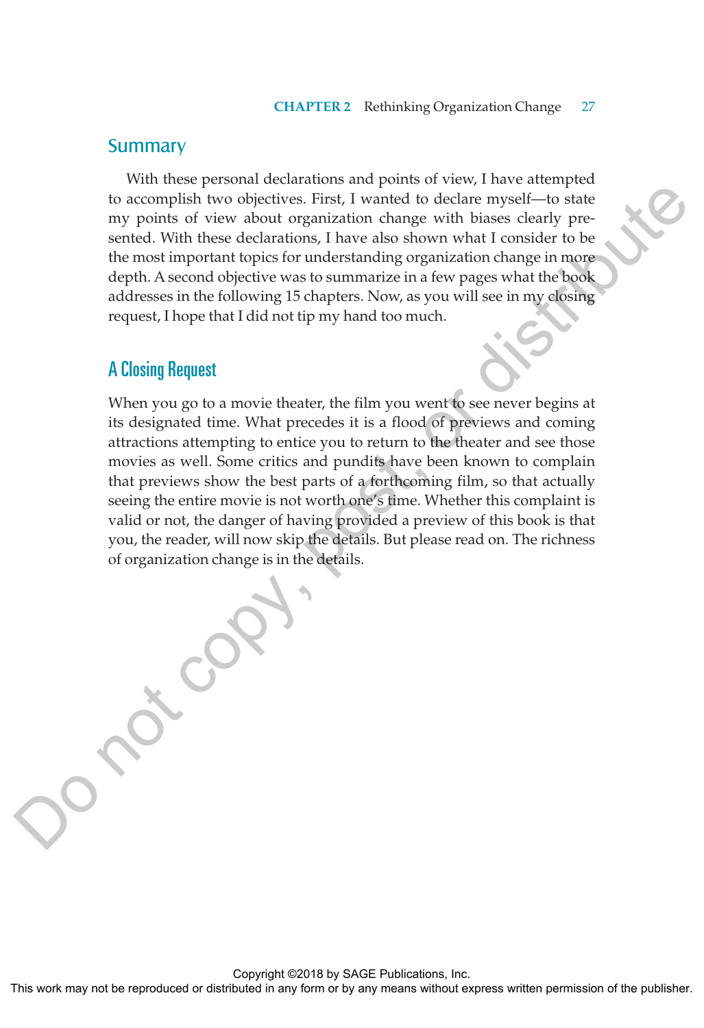## Summary

With these personal declarations and points of view, I have attempted to accomplish two objectives. First, I wanted to declare myself—to state my points of view about organization change with biases clearly presented. With these declarations, I have also shown what I consider to be the most important topics for understanding organization change in more depth. A second objective was to summarize in a few pages what the book addresses in the following 15 chapters. Now, as you will see in my closing request, I hope that I did not tip my hand too much.

## A Closing Request

When you go to a movie theater, the film you went to see never begins at its designated time. What precedes it is a flood of previews and coming attractions attempting to entice you to return to the theater and see those movies as well. Some critics and pundits have been known to complain that previews show the best parts of a forthcoming film, so that actually seeing the entire movie is not worth one's time. Whether this complaint is valid or not, the danger of having provided a preview of this book is that you, the reader, will now skip the details. But please read on. The richness of organization change is in the details.